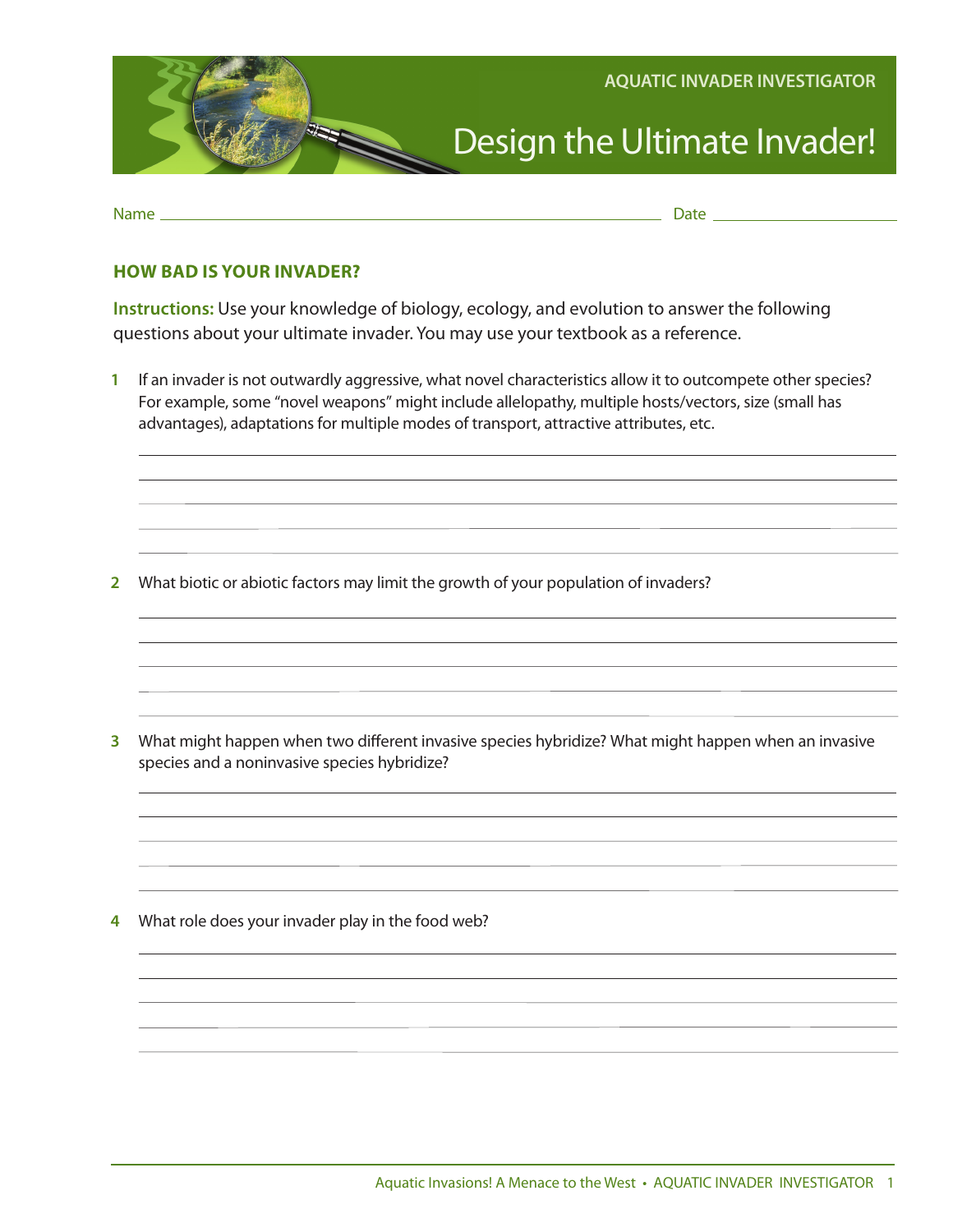AQUATIC INVADER INVESTIGATOR

# Design the Ultimate Invader!

Name ______________________________ Date ______________

## HOW BAD IS YOUR INVADER?

**Instructions:** Use your knowledge of biology, ecology, and evolution to answer the following questions about your ultimate invader. You may use your textbook as a reference.

1. If an invader is not outwardly aggressive, what novel characteristics allow it to outcompete other species? For example, some "novel weapons" might include allelopathy, multiple hosts/vectors, size (small has advantages), adaptations for multiple modes of transport, attractive attributes, etc.

2. What biotic or abiotic factors may limit the growth of your population of invaders?

3. What might happen when two different invasive species hybridize? What might happen when an invasive species and a noninvasive species hybridize?

4. What role does your invader play in the food web?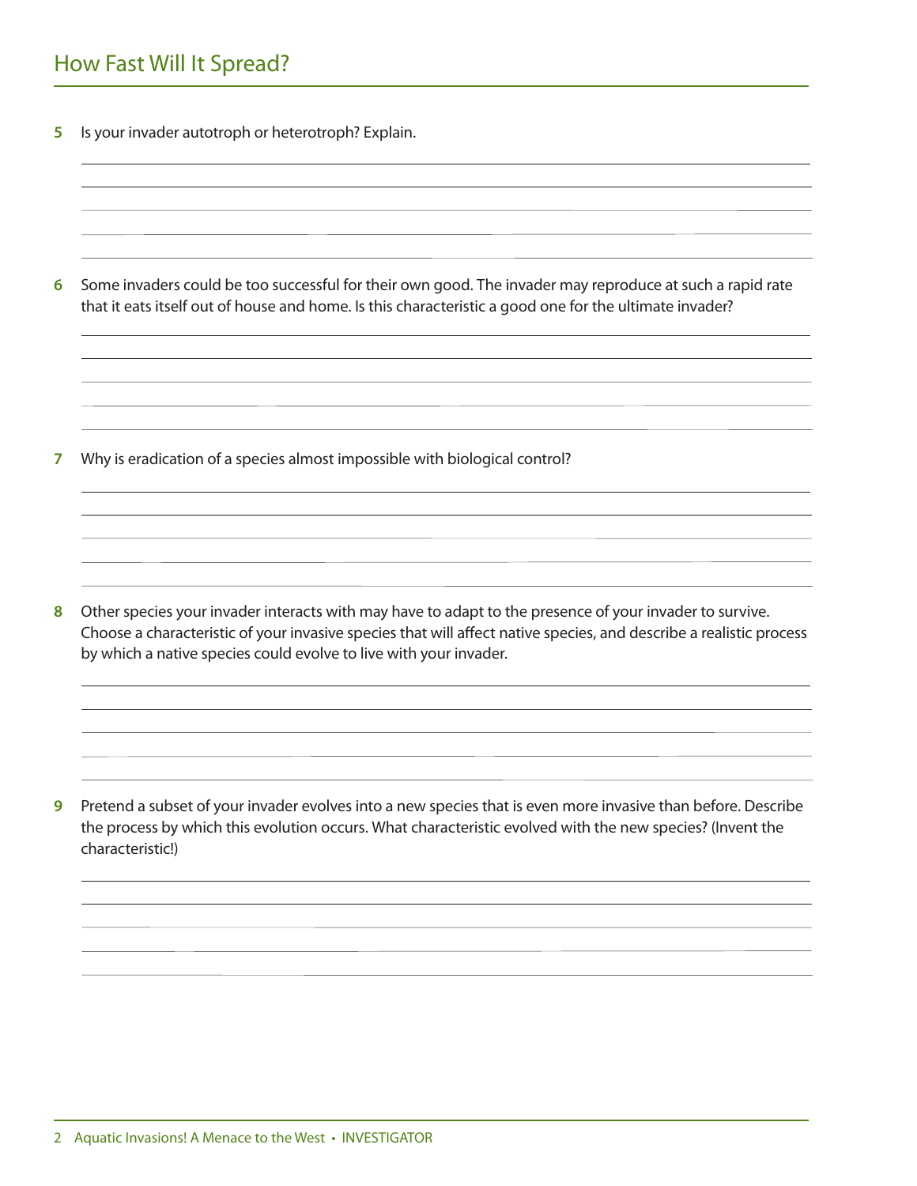## How Fast Will It Spread?

**5** Is your invader autotroph or heterotroph? Explain.

**6** Some invaders could be too successful for their own good. The invader may reproduce at such a rapid rate that it eats itself out of house and home. Is this characteristic a good one for the ultimate invader?

**7** Why is eradication of a species almost impossible with biological control?

**8** Other species your invader interacts with may have to adapt to the presence of your invader to survive. Choose a characteristic of your invasive species that will affect native species, and describe a realistic process by which a native species could evolve to live with your invader.

**9** Pretend a subset of your invader evolves into a new species that is even more invasive than before. Describe the process by which this evolution occurs. What characteristic evolved with the new species? (Invent the characteristic!)